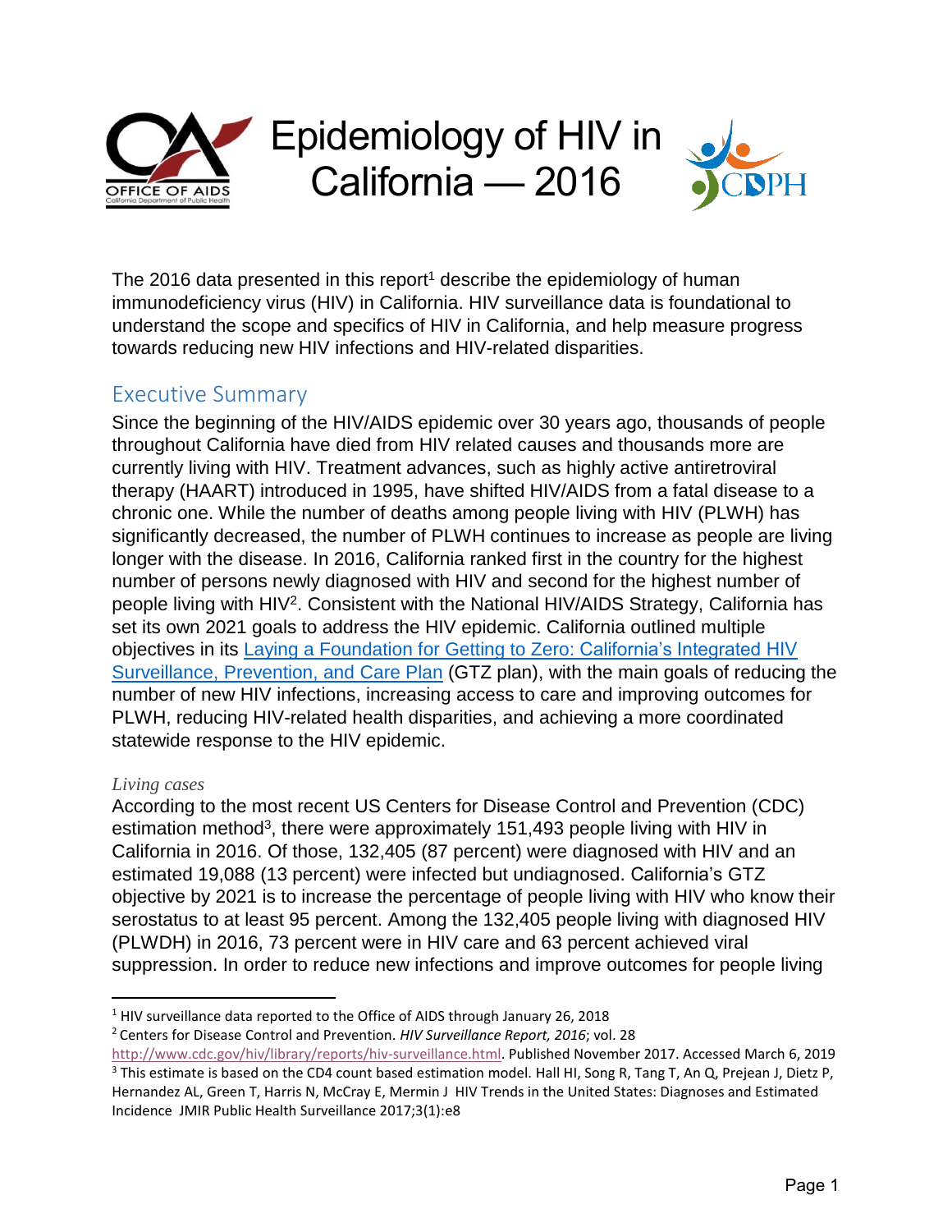# Epidemiology of HIV in California — 2016

The 2016 data presented in this report[1] describe the epidemiology of human immunodeficiency virus (HIV) in California. HIV surveillance data is foundational to understand the scope and specifics of HIV in California, and help measure progress towards reducing new HIV infections and HIV-related disparities.

## Executive Summary

Since the beginning of the HIV/AIDS epidemic over 30 years ago, thousands of people throughout California have died from HIV related causes and thousands more are currently living with HIV. Treatment advances, such as highly active antiretroviral therapy (HAART) introduced in 1995, have shifted HIV/AIDS from a fatal disease to a chronic one. While the number of deaths among people living with HIV (PLWH) has significantly decreased, the number of PLWH continues to increase as people are living longer with the disease. In 2016, California ranked first in the country for the highest number of persons newly diagnosed with HIV and second for the highest number of people living with HIV[2]. Consistent with the National HIV/AIDS Strategy, California has set its own 2021 goals to address the HIV epidemic. California outlined multiple objectives in its Laying a Foundation for Getting to Zero: California's Integrated HIV Surveillance, Prevention, and Care Plan (GTZ plan), with the main goals of reducing the number of new HIV infections, increasing access to care and improving outcomes for PLWH, reducing HIV-related health disparities, and achieving a more coordinated statewide response to the HIV epidemic.

### *Living cases*

According to the most recent US Centers for Disease Control and Prevention (CDC) estimation method[3], there were approximately 151,493 people living with HIV in California in 2016. Of those, 132,405 (87 percent) were diagnosed with HIV and an estimated 19,088 (13 percent) were infected but undiagnosed. California's GTZ objective by 2021 is to increase the percentage of people living with HIV who know their serostatus to at least 95 percent. Among the 132,405 people living with diagnosed HIV (PLWDH) in 2016, 73 percent were in HIV care and 63 percent achieved viral suppression. In order to reduce new infections and improve outcomes for people living

---

[1] HIV surveillance data reported to the Office of AIDS through January 26, 2018

[2] Centers for Disease Control and Prevention. *HIV Surveillance Report, 2016*; vol. 28 http://www.cdc.gov/hiv/library/reports/hiv-surveillance.html. Published November 2017. Accessed March 6, 2019

[3] This estimate is based on the CD4 count based estimation model. Hall HI, Song R, Tang T, An Q, Prejean J, Dietz P, Hernandez AL, Green T, Harris N, McCray E, Mermin J HIV Trends in the United States: Diagnoses and Estimated Incidence JMIR Public Health Surveillance 2017;3(1):e8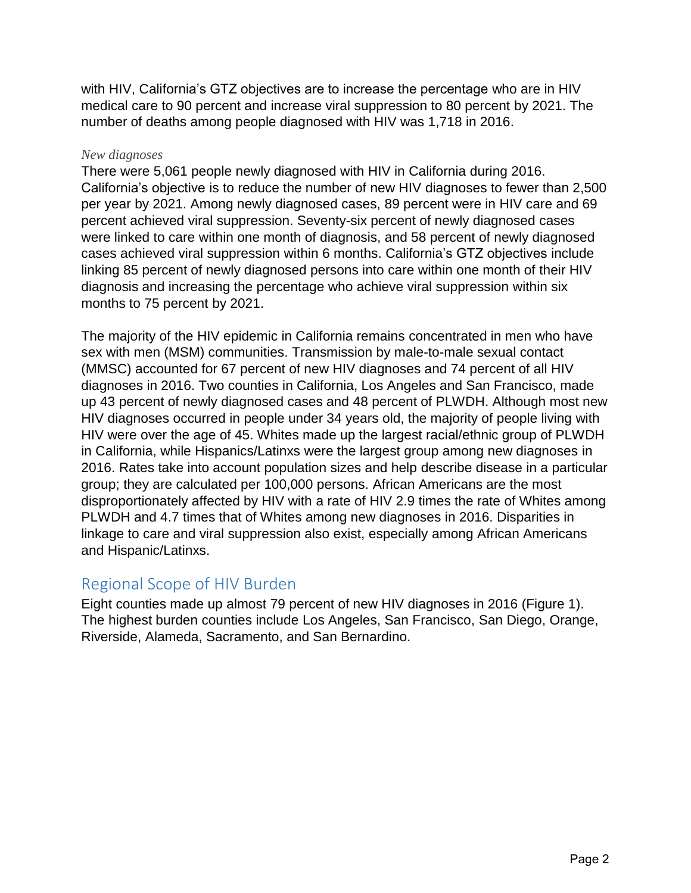with HIV, California's GTZ objectives are to increase the percentage who are in HIV medical care to 90 percent and increase viral suppression to 80 percent by 2021. The number of deaths among people diagnosed with HIV was 1,718 in 2016.

*New diagnoses*

There were 5,061 people newly diagnosed with HIV in California during 2016. California's objective is to reduce the number of new HIV diagnoses to fewer than 2,500 per year by 2021. Among newly diagnosed cases, 89 percent were in HIV care and 69 percent achieved viral suppression. Seventy-six percent of newly diagnosed cases were linked to care within one month of diagnosis, and 58 percent of newly diagnosed cases achieved viral suppression within 6 months. California's GTZ objectives include linking 85 percent of newly diagnosed persons into care within one month of their HIV diagnosis and increasing the percentage who achieve viral suppression within six months to 75 percent by 2021.

The majority of the HIV epidemic in California remains concentrated in men who have sex with men (MSM) communities. Transmission by male-to-male sexual contact (MMSC) accounted for 67 percent of new HIV diagnoses and 74 percent of all HIV diagnoses in 2016. Two counties in California, Los Angeles and San Francisco, made up 43 percent of newly diagnosed cases and 48 percent of PLWDH. Although most new HIV diagnoses occurred in people under 34 years old, the majority of people living with HIV were over the age of 45. Whites made up the largest racial/ethnic group of PLWDH in California, while Hispanics/Latinxs were the largest group among new diagnoses in 2016. Rates take into account population sizes and help describe disease in a particular group; they are calculated per 100,000 persons. African Americans are the most disproportionately affected by HIV with a rate of HIV 2.9 times the rate of Whites among PLWDH and 4.7 times that of Whites among new diagnoses in 2016. Disparities in linkage to care and viral suppression also exist, especially among African Americans and Hispanic/Latinxs.

## Regional Scope of HIV Burden

Eight counties made up almost 79 percent of new HIV diagnoses in 2016 (Figure 1). The highest burden counties include Los Angeles, San Francisco, San Diego, Orange, Riverside, Alameda, Sacramento, and San Bernardino.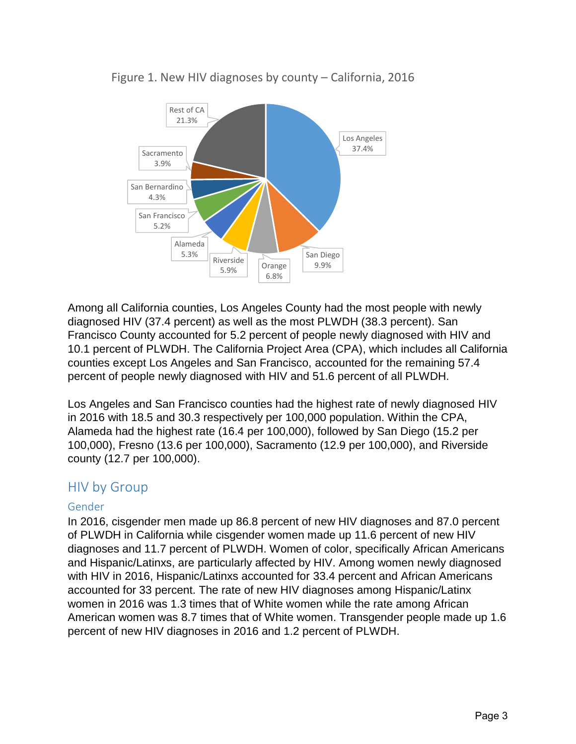Figure 1. New HIV diagnoses by county – California, 2016

Among all California counties, Los Angeles County had the most people with newly diagnosed HIV (37.4 percent) as well as the most PLWDH (38.3 percent). San Francisco County accounted for 5.2 percent of people newly diagnosed with HIV and 10.1 percent of PLWDH. The California Project Area (CPA), which includes all California counties except Los Angeles and San Francisco, accounted for the remaining 57.4 percent of people newly diagnosed with HIV and 51.6 percent of all PLWDH.

Los Angeles and San Francisco counties had the highest rate of newly diagnosed HIV in 2016 with 18.5 and 30.3 respectively per 100,000 population. Within the CPA, Alameda had the highest rate (16.4 per 100,000), followed by San Diego (15.2 per 100,000), Fresno (13.6 per 100,000), Sacramento (12.9 per 100,000), and Riverside county (12.7 per 100,000).

## HIV by Group

### Gender

In 2016, cisgender men made up 86.8 percent of new HIV diagnoses and 87.0 percent of PLWDH in California while cisgender women made up 11.6 percent of new HIV diagnoses and 11.7 percent of PLWDH. Women of color, specifically African Americans and Hispanic/Latinxs, are particularly affected by HIV. Among women newly diagnosed with HIV in 2016, Hispanic/Latinxs accounted for 33.4 percent and African Americans accounted for 33 percent. The rate of new HIV diagnoses among Hispanic/Latinx women in 2016 was 1.3 times that of White women while the rate among African American women was 8.7 times that of White women. Transgender people made up 1.6 percent of new HIV diagnoses in 2016 and 1.2 percent of PLWDH.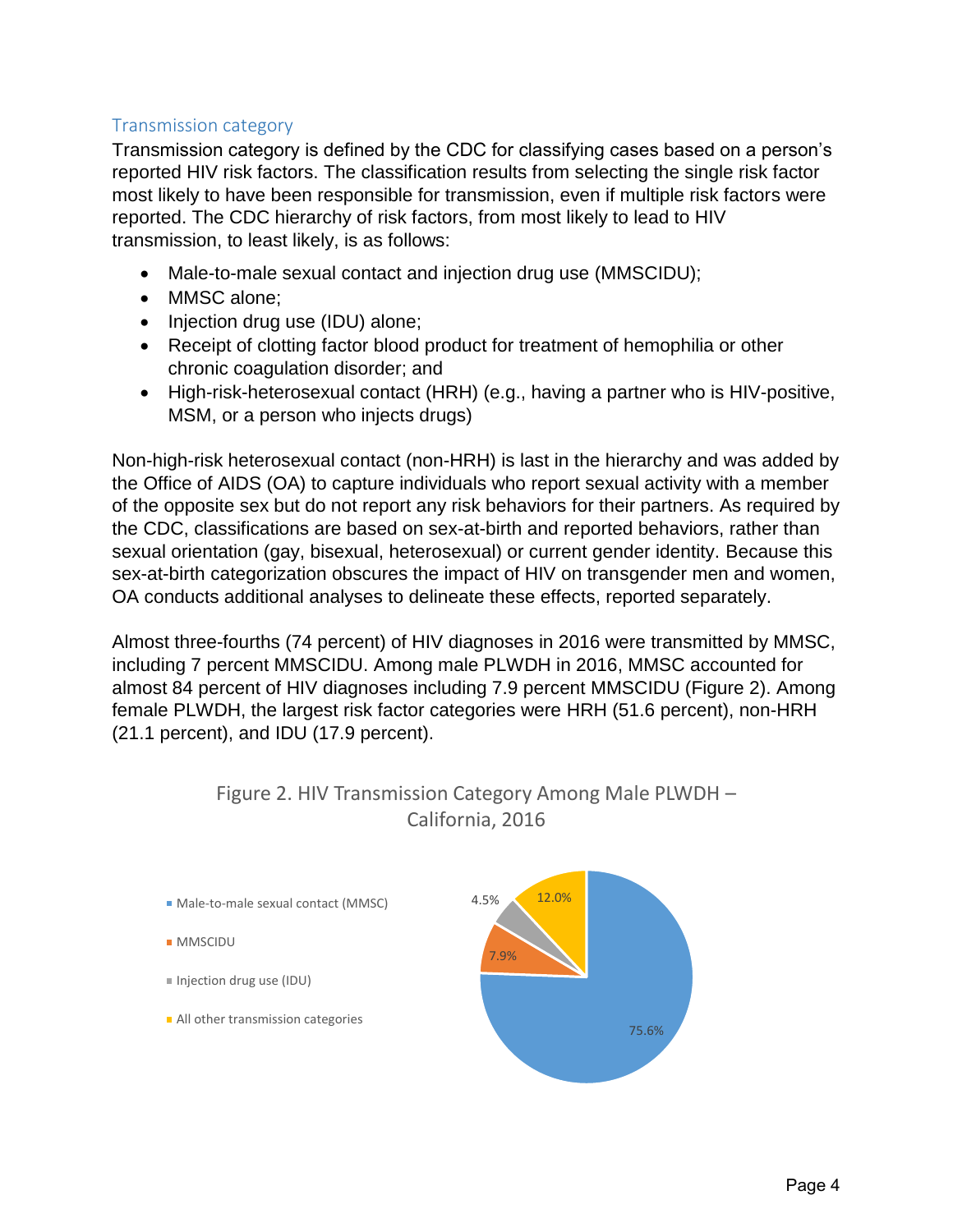## Transmission category

Transmission category is defined by the CDC for classifying cases based on a person's reported HIV risk factors. The classification results from selecting the single risk factor most likely to have been responsible for transmission, even if multiple risk factors were reported. The CDC hierarchy of risk factors, from most likely to lead to HIV transmission, to least likely, is as follows:

- Male-to-male sexual contact and injection drug use (MMSCIDU);
- MMSC alone;
- Injection drug use (IDU) alone;
- Receipt of clotting factor blood product for treatment of hemophilia or other chronic coagulation disorder; and
- High-risk-heterosexual contact (HRH) (e.g., having a partner who is HIV-positive, MSM, or a person who injects drugs)

Non-high-risk heterosexual contact (non-HRH) is last in the hierarchy and was added by the Office of AIDS (OA) to capture individuals who report sexual activity with a member of the opposite sex but do not report any risk behaviors for their partners. As required by the CDC, classifications are based on sex-at-birth and reported behaviors, rather than sexual orientation (gay, bisexual, heterosexual) or current gender identity. Because this sex-at-birth categorization obscures the impact of HIV on transgender men and women, OA conducts additional analyses to delineate these effects, reported separately.

Almost three-fourths (74 percent) of HIV diagnoses in 2016 were transmitted by MMSC, including 7 percent MMSCIDU. Among male PLWDH in 2016, MMSC accounted for almost 84 percent of HIV diagnoses including 7.9 percent MMSCIDU (Figure 2). Among female PLWDH, the largest risk factor categories were HRH (51.6 percent), non-HRH (21.1 percent), and IDU (17.9 percent).

Figure 2. HIV Transmission Category Among Male PLWDH – California, 2016

| Transmission category | Percent |
| --- | --- |
| Male-to-male sexual contact (MMSC) | 75.6% |
| MMSCIDU | 7.9% |
| Injection drug use (IDU) | 4.5% |
| All other transmission categories | 12.0% |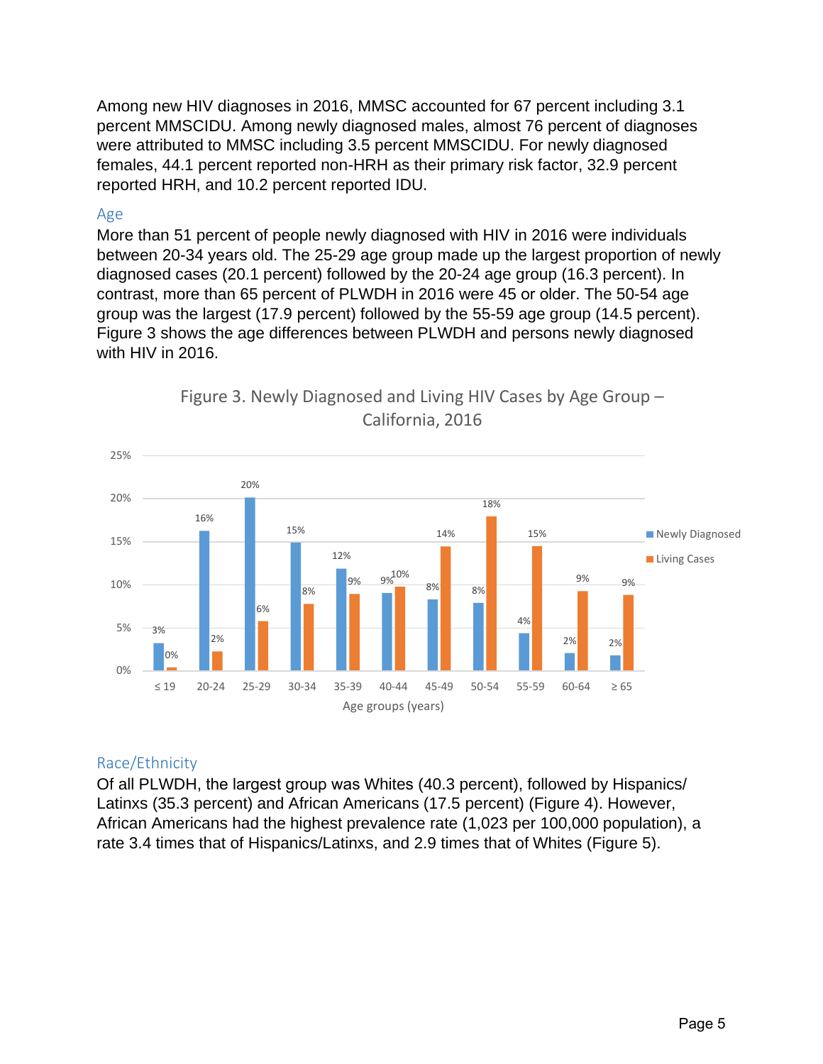Among new HIV diagnoses in 2016, MMSC accounted for 67 percent including 3.1 percent MMSCIDU. Among newly diagnosed males, almost 76 percent of diagnoses were attributed to MMSC including 3.5 percent MMSCIDU. For newly diagnosed females, 44.1 percent reported non-HRH as their primary risk factor, 32.9 percent reported HRH, and 10.2 percent reported IDU.

## Age

More than 51 percent of people newly diagnosed with HIV in 2016 were individuals between 20-34 years old. The 25-29 age group made up the largest proportion of newly diagnosed cases (20.1 percent) followed by the 20-24 age group (16.3 percent). In contrast, more than 65 percent of PLWDH in 2016 were 45 or older. The 50-54 age group was the largest (17.9 percent) followed by the 55-59 age group (14.5 percent). Figure 3 shows the age differences between PLWDH and persons newly diagnosed with HIV in 2016.

Figure 3. Newly Diagnosed and Living HIV Cases by Age Group – California, 2016

| Age groups (years) | Newly Diagnosed | Living Cases |
|---|---|---|
| ≤ 19 | 3% | 0% |
| 20-24 | 16% | 2% |
| 25-29 | 20% | 6% |
| 30-34 | 15% | 8% |
| 35-39 | 12% | 9% |
| 40-44 | 9% | 10% |
| 45-49 | 8% | 14% |
| 50-54 | 8% | 18% |
| 55-59 | 4% | 15% |
| 60-64 | 2% | 9% |
| ≥ 65 | 2% | 9% |

## Race/Ethnicity

Of all PLWDH, the largest group was Whites (40.3 percent), followed by Hispanics/ Latinxs (35.3 percent) and African Americans (17.5 percent) (Figure 4). However, African Americans had the highest prevalence rate (1,023 per 100,000 population), a rate 3.4 times that of Hispanics/Latinxs, and 2.9 times that of Whites (Figure 5).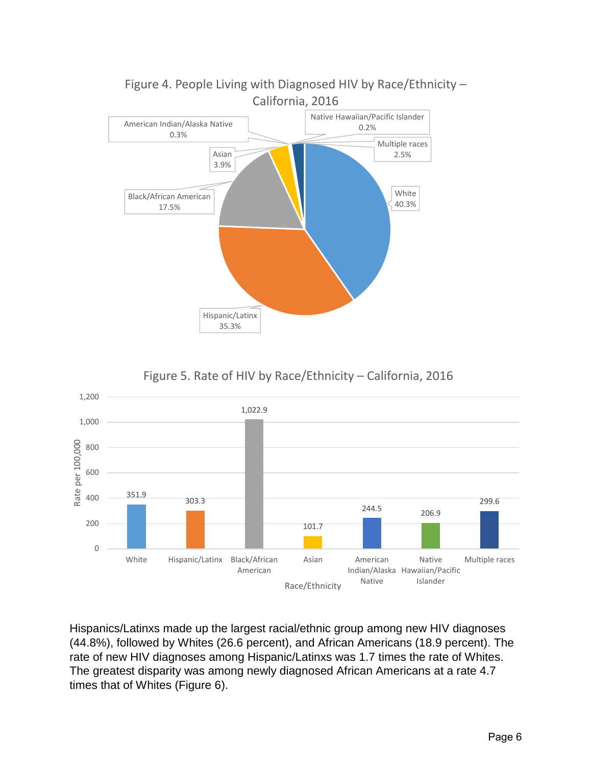Figure 4. People Living with Diagnosed HIV by Race/Ethnicity – California, 2016

| Race/Ethnicity | Percent |
|---|---|
| White | 40.3% |
| Hispanic/Latinx | 35.3% |
| Black/African American | 17.5% |
| Asian | 3.9% |
| American Indian/Alaska Native | 0.3% |
| Native Hawaiian/Pacific Islander | 0.2% |
| Multiple races | 2.5% |

Figure 5. Rate of HIV by Race/Ethnicity – California, 2016

| Race/Ethnicity | Rate per 100,000 |
|---|---|
| White | 351.9 |
| Hispanic/Latinx | 303.3 |
| Black/African American | 1,022.9 |
| Asian | 101.7 |
| American Indian/Alaska Native | 244.5 |
| Native Hawaiian/Pacific Islander | 206.9 |
| Multiple races | 299.6 |

Hispanics/Latinxs made up the largest racial/ethnic group among new HIV diagnoses (44.8%), followed by Whites (26.6 percent), and African Americans (18.9 percent). The rate of new HIV diagnoses among Hispanic/Latinxs was 1.7 times the rate of Whites. The greatest disparity was among newly diagnosed African Americans at a rate 4.7 times that of Whites (Figure 6).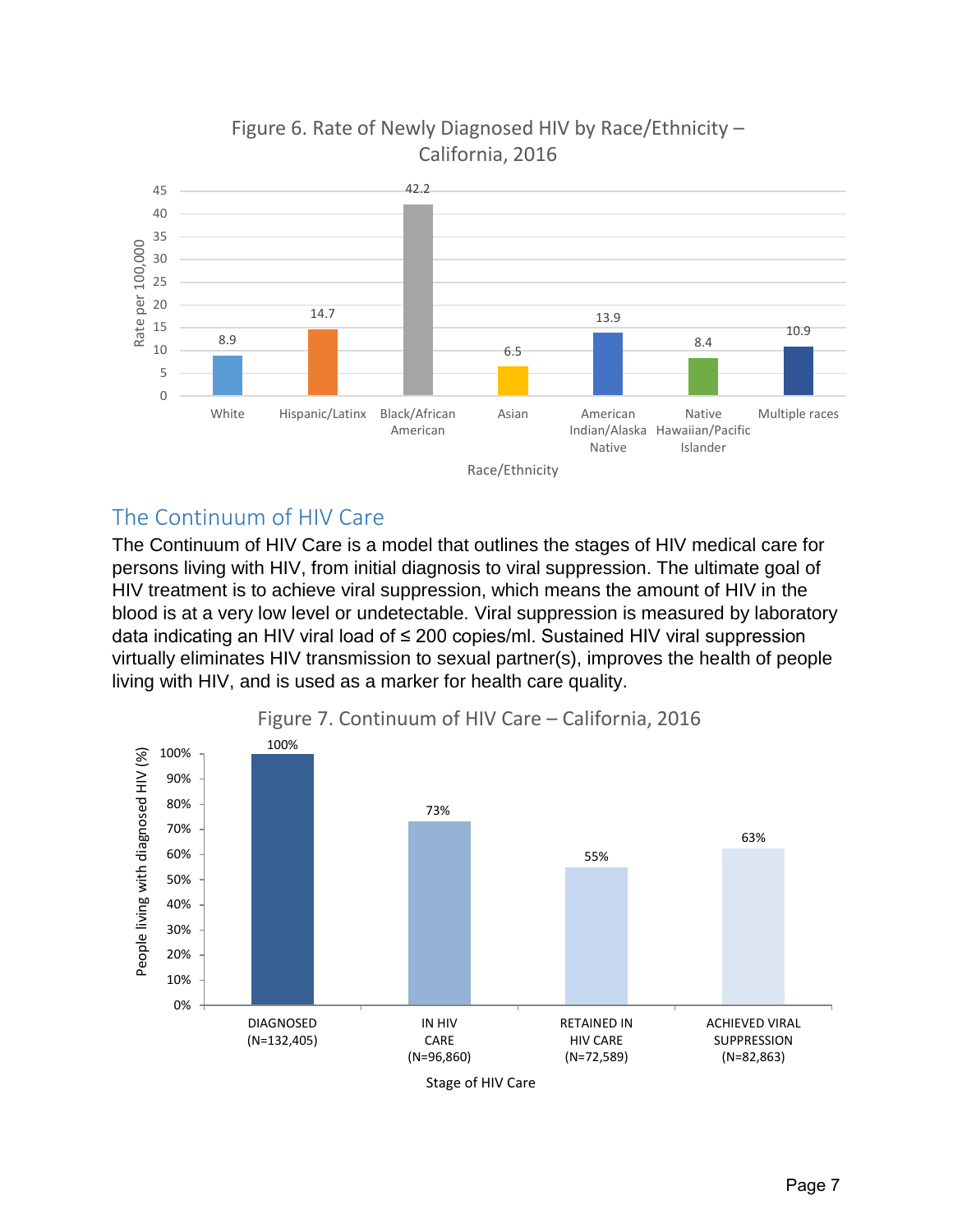Figure 6. Rate of Newly Diagnosed HIV by Race/Ethnicity – California, 2016

| Race/Ethnicity | Rate per 100,000 |
| --- | --- |
| White | 8.9 |
| Hispanic/Latinx | 14.7 |
| Black/African American | 42.2 |
| Asian | 6.5 |
| American Indian/Alaska Native | 13.9 |
| Native Hawaiian/Pacific Islander | 8.4 |
| Multiple races | 10.9 |

## The Continuum of HIV Care

The Continuum of HIV Care is a model that outlines the stages of HIV medical care for persons living with HIV, from initial diagnosis to viral suppression. The ultimate goal of HIV treatment is to achieve viral suppression, which means the amount of HIV in the blood is at a very low level or undetectable. Viral suppression is measured by laboratory data indicating an HIV viral load of ≤ 200 copies/ml. Sustained HIV viral suppression virtually eliminates HIV transmission to sexual partner(s), improves the health of people living with HIV, and is used as a marker for health care quality.

Figure 7. Continuum of HIV Care – California, 2016

| Stage of HIV Care | People living with diagnosed HIV (%) |
| --- | --- |
| DIAGNOSED (N=132,405) | 100% |
| IN HIV CARE (N=96,860) | 73% |
| RETAINED IN HIV CARE (N=72,589) | 55% |
| ACHIEVED VIRAL SUPPRESSION (N=82,863) | 63% |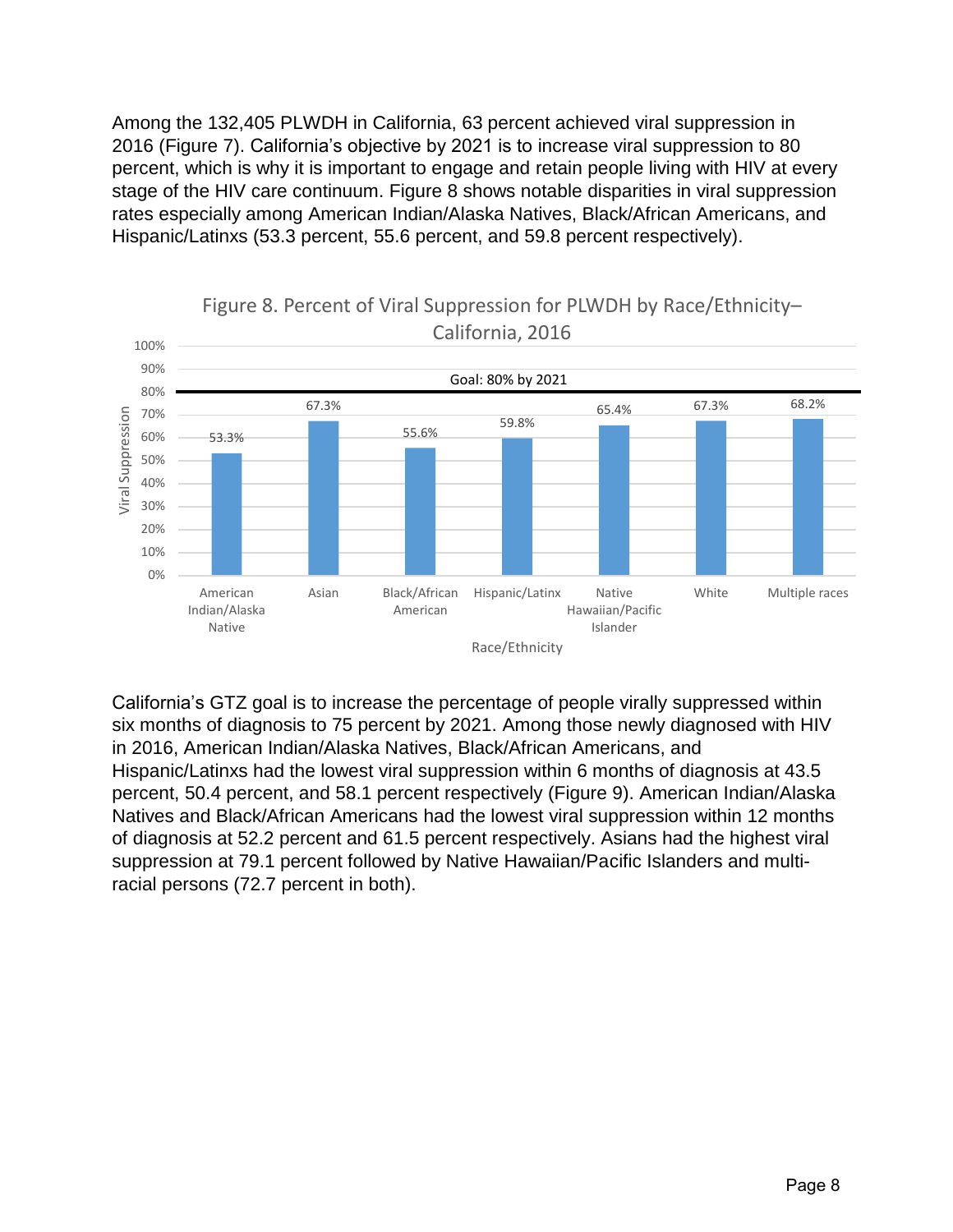Among the 132,405 PLWDH in California, 63 percent achieved viral suppression in 2016 (Figure 7). California's objective by 2021 is to increase viral suppression to 80 percent, which is why it is important to engage and retain people living with HIV at every stage of the HIV care continuum. Figure 8 shows notable disparities in viral suppression rates especially among American Indian/Alaska Natives, Black/African Americans, and Hispanic/Latinxs (53.3 percent, 55.6 percent, and 59.8 percent respectively).

Figure 8. Percent of Viral Suppression for PLWDH by Race/Ethnicity– California, 2016

| Race/Ethnicity | Viral Suppression |
| --- | --- |
| American Indian/Alaska Native | 53.3% |
| Asian | 67.3% |
| Black/African American | 55.6% |
| Hispanic/Latinx | 59.8% |
| Native Hawaiian/Pacific Islander | 65.4% |
| White | 67.3% |
| Multiple races | 68.2% |

Goal: 80% by 2021

California's GTZ goal is to increase the percentage of people virally suppressed within six months of diagnosis to 75 percent by 2021. Among those newly diagnosed with HIV in 2016, American Indian/Alaska Natives, Black/African Americans, and Hispanic/Latinxs had the lowest viral suppression within 6 months of diagnosis at 43.5 percent, 50.4 percent, and 58.1 percent respectively (Figure 9). American Indian/Alaska Natives and Black/African Americans had the lowest viral suppression within 12 months of diagnosis at 52.2 percent and 61.5 percent respectively. Asians had the highest viral suppression at 79.1 percent followed by Native Hawaiian/Pacific Islanders and multi-racial persons (72.7 percent in both).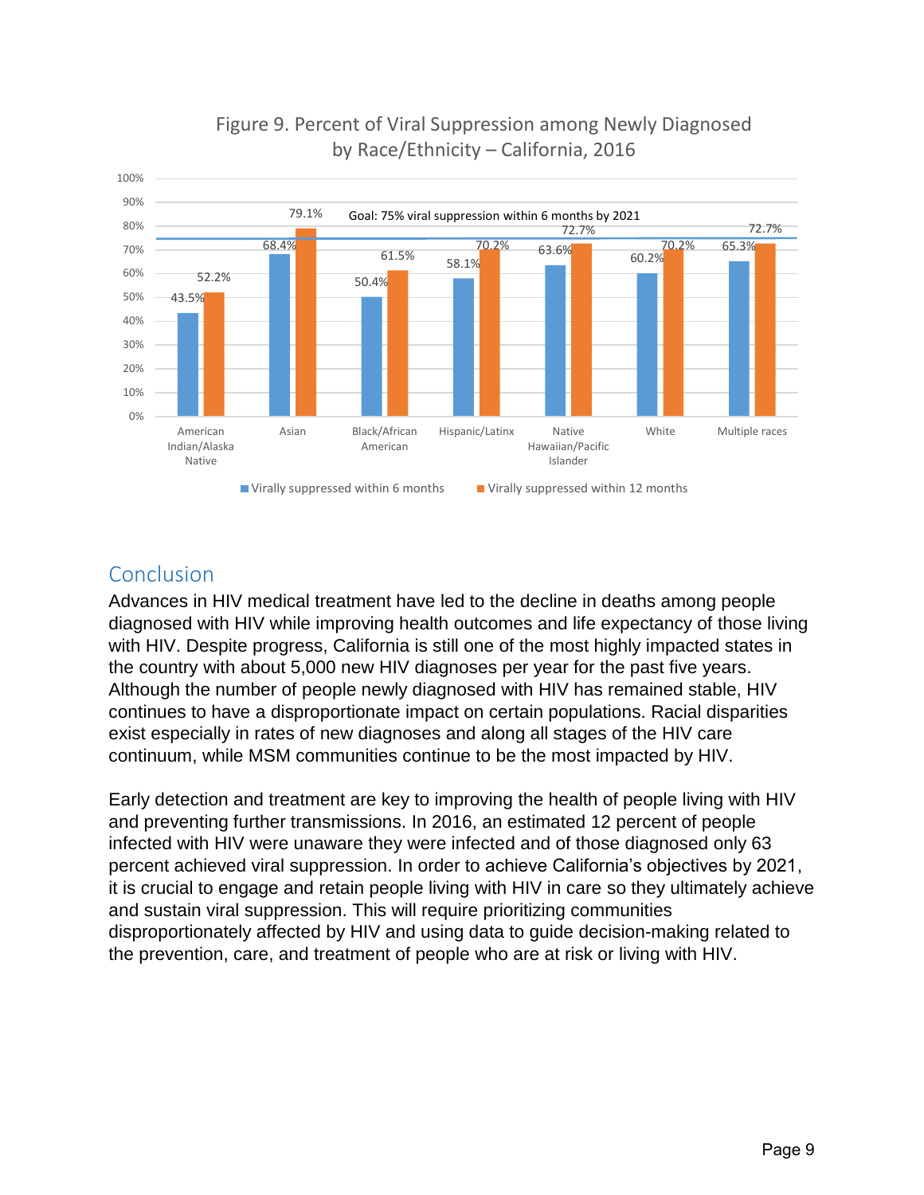Figure 9. Percent of Viral Suppression among Newly Diagnosed by Race/Ethnicity – California, 2016

100%
90%
80%
70%
60%
50%
40%
30%
20%
10%
0%

Goal: 75% viral suppression within 6 months by 2021

American Indian/Alaska Native: 43.5%, 52.2%
Asian: 68.4%, 79.1%
Black/African American: 50.4%, 61.5%
Hispanic/Latinx: 58.1%, 70.2%
Native Hawaiian/Pacific Islander: 63.6%, 72.7%
White: 60.2%, 70.2%
Multiple races: 65.3%, 72.7%

Virally suppressed within 6 months
Virally suppressed within 12 months

## Conclusion

Advances in HIV medical treatment have led to the decline in deaths among people diagnosed with HIV while improving health outcomes and life expectancy of those living with HIV. Despite progress, California is still one of the most highly impacted states in the country with about 5,000 new HIV diagnoses per year for the past five years. Although the number of people newly diagnosed with HIV has remained stable, HIV continues to have a disproportionate impact on certain populations. Racial disparities exist especially in rates of new diagnoses and along all stages of the HIV care continuum, while MSM communities continue to be the most impacted by HIV.

Early detection and treatment are key to improving the health of people living with HIV and preventing further transmissions. In 2016, an estimated 12 percent of people infected with HIV were unaware they were infected and of those diagnosed only 63 percent achieved viral suppression. In order to achieve California's objectives by 2021, it is crucial to engage and retain people living with HIV in care so they ultimately achieve and sustain viral suppression. This will require prioritizing communities disproportionately affected by HIV and using data to guide decision-making related to the prevention, care, and treatment of people who are at risk or living with HIV.